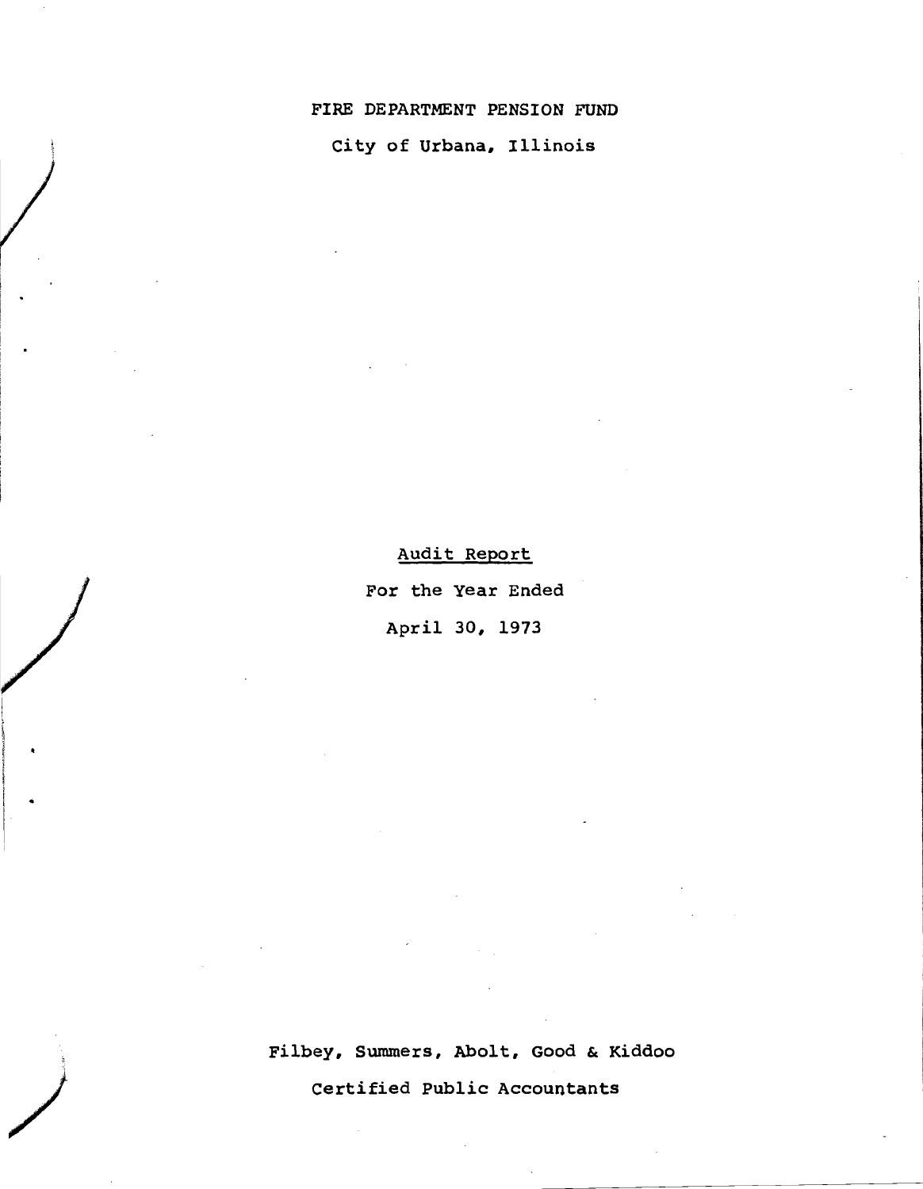# FIRE DEPARTMENT PENSION FUND

## City of Urbana, Illinois

**Audit Report**

For the Year Ended

April 30, 1973

Filbey, Summers, Abolt, Good & Kiddoo

Certified Public Accountants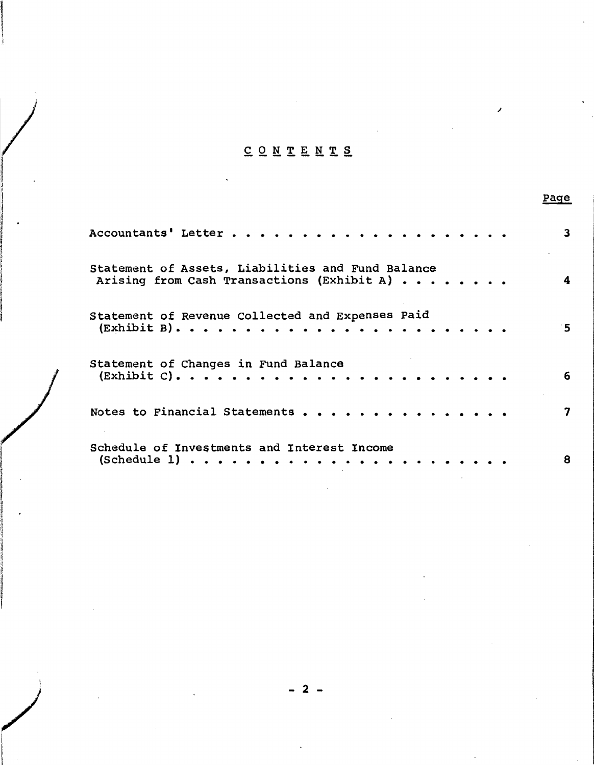# CONTENTS

| | Page |
|---|---|
| Accountants' Letter . . . . . . . . . . . . . . . . . . . . . | 3 |
| Statement of Assets, Liabilities and Fund Balance Arising from Cash Transactions (Exhibit A) . . . . . . . . | 4 |
| Statement of Revenue Collected and Expenses Paid (Exhibit B). . . . . . . . . . . . . . . . . . . . . . . . . | 5 |
| Statement of Changes in Fund Balance (Exhibit C). . . . . . . . . . . . . . . . . . . . . . . . . | 6 |
| Notes to Financial Statements . . . . . . . . . . . . . . . | 7 |
| Schedule of Investments and Interest Income (Schedule 1) . . . . . . . . . . . . . . . . . . . . . . . | 8 |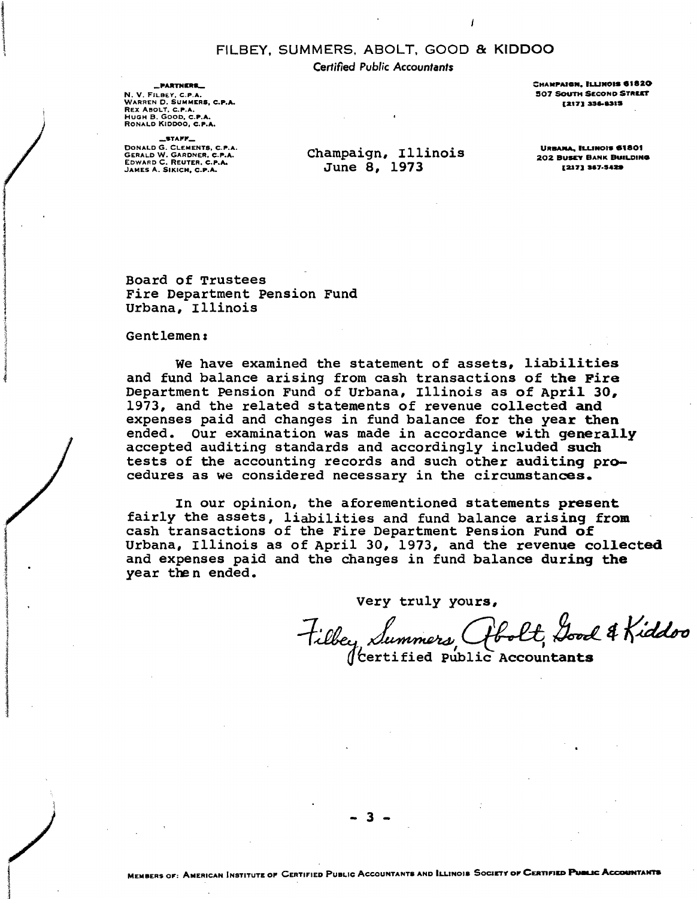# FILBEY, SUMMERS, ABOLT, GOOD & KIDDOO

*Certified Public Accountants*

**PARTNERS**
N. V. FILBEY, C.P.A.
WARREN D. SUMMERS, C.P.A.
REX ABOLT, C.P.A.
HUGH B. GOOD, C.P.A.
RONALD KIDDOO, C.P.A.

**STAFF**
DONALD G. CLEMENTS, C.P.A.
GERALD W. GARDNER, C.P.A.
EDWARD C. REUTER, C.P.A.
JAMES A. SIKICH, C.P.A.

CHAMPAIGN, ILLINOIS 61820
507 SOUTH SECOND STREET
[217] 356-8315

URBANA, ILLINOIS 61801
202 BUSEY BANK BUILDING
[217] 367-5429

Champaign, Illinois
June 8, 1973

Board of Trustees
Fire Department Pension Fund
Urbana, Illinois

Gentlemen:

We have examined the statement of assets, liabilities and fund balance arising from cash transactions of the Fire Department Pension Fund of Urbana, Illinois as of April 30, 1973, and the related statements of revenue collected and expenses paid and changes in fund balance for the year then ended. Our examination was made in accordance with generally accepted auditing standards and accordingly included such tests of the accounting records and such other auditing procedures as we considered necessary in the circumstances.

In our opinion, the aforementioned statements present fairly the assets, liabilities and fund balance arising from cash transactions of the Fire Department Pension Fund of Urbana, Illinois as of April 30, 1973, and the revenue collected and expenses paid and the changes in fund balance during the year then ended.

Very truly yours,

Filbey, Summers, Abolt, Good & Kiddoo
Certified Public Accountants

MEMBERS OF: AMERICAN INSTITUTE OF CERTIFIED PUBLIC ACCOUNTANTS AND ILLINOIS SOCIETY OF CERTIFIED PUBLIC ACCOUNTANTS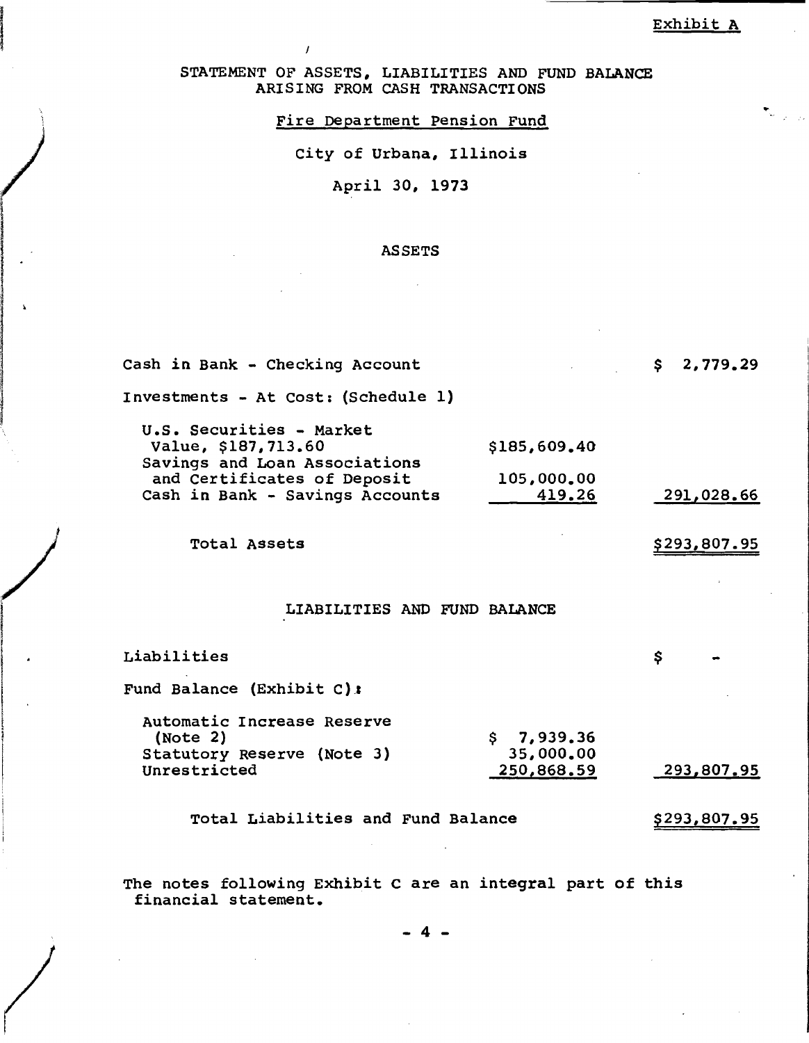Exhibit A

# STATEMENT OF ASSETS, LIABILITIES AND FUND BALANCE ARISING FROM CASH TRANSACTIONS

## Fire Department Pension Fund

City of Urbana, Illinois

April 30, 1973

### ASSETS

| | | |
|---|---|---|
| Cash in Bank - Checking Account | | $ 2,779.29 |
| Investments - At Cost: (Schedule 1) | | |
| U.S. Securities - Market Value, $187,713.60 | $185,609.40 | |
| Savings and Loan Associations and Certificates of Deposit | 105,000.00 | |
| Cash in Bank - Savings Accounts | 419.26 | 291,028.66 |
| Total Assets | | $293,807.95 |

### LIABILITIES AND FUND BALANCE

| | | |
|---|---|---|
| Liabilities | | $ - |
| Fund Balance (Exhibit C): | | |
| Automatic Increase Reserve (Note 2) | $ 7,939.36 | |
| Statutory Reserve (Note 3) | 35,000.00 | |
| Unrestricted | 250,868.59 | 293,807.95 |
| Total Liabilities and Fund Balance | | $293,807.95 |

The notes following Exhibit C are an integral part of this financial statement.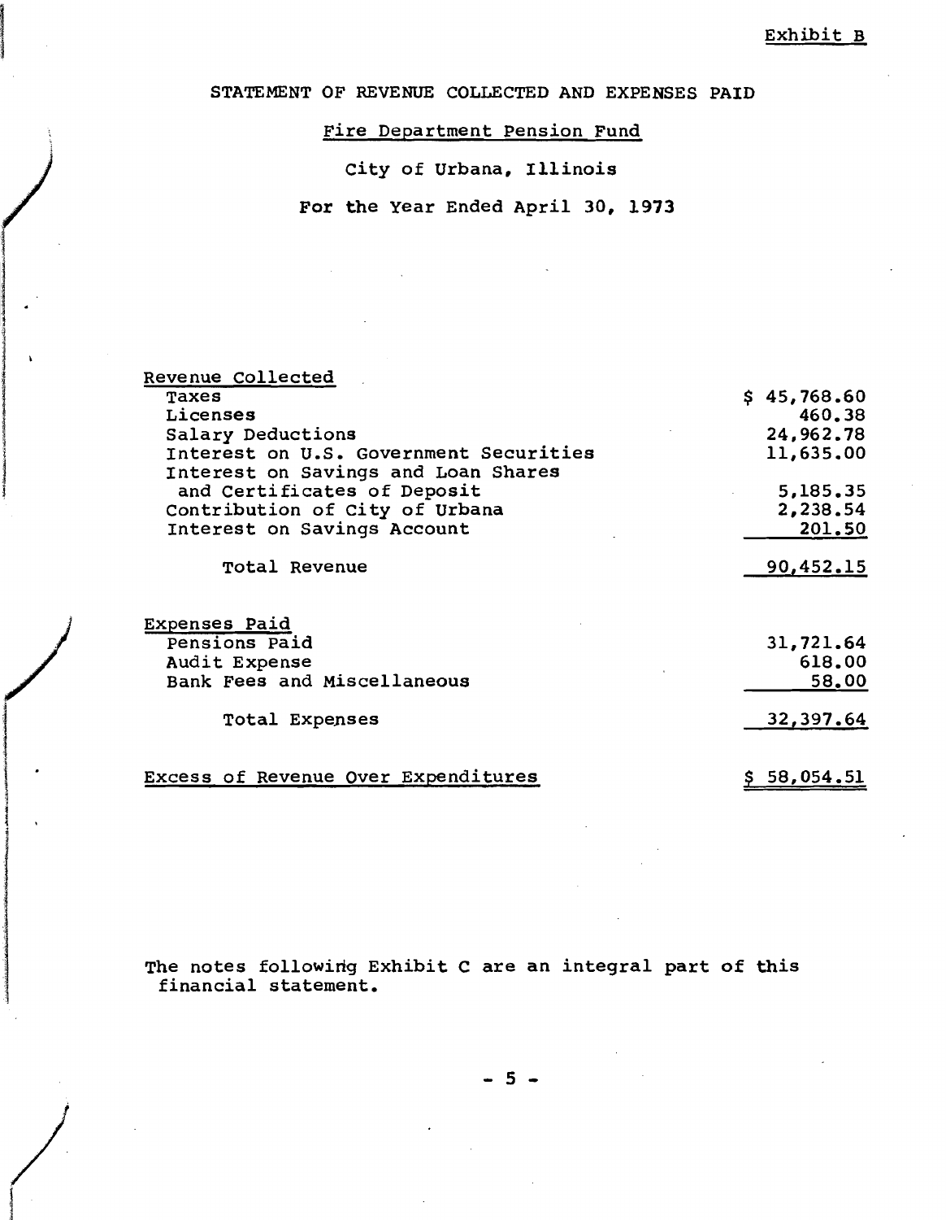Exhibit B

# STATEMENT OF REVENUE COLLECTED AND EXPENSES PAID

## Fire Department Pension Fund

## City of Urbana, Illinois

## For the Year Ended April 30, 1973

| | |
|---|---:|
| **Revenue Collected** | |
| Taxes | $ 45,768.60 |
| Licenses | 460.38 |
| Salary Deductions | 24,962.78 |
| Interest on U.S. Government Securities | 11,635.00 |
| Interest on Savings and Loan Shares and Certificates of Deposit | 5,185.35 |
| Contribution of City of Urbana | 2,238.54 |
| Interest on Savings Account | 201.50 |
| Total Revenue | 90,452.15 |
| **Expenses Paid** | |
| Pensions Paid | 31,721.64 |
| Audit Expense | 618.00 |
| Bank Fees and Miscellaneous | 58.00 |
| Total Expenses | 32,397.64 |
| **Excess of Revenue Over Expenditures** | $ 58,054.51 |

The notes following Exhibit C are an integral part of this financial statement.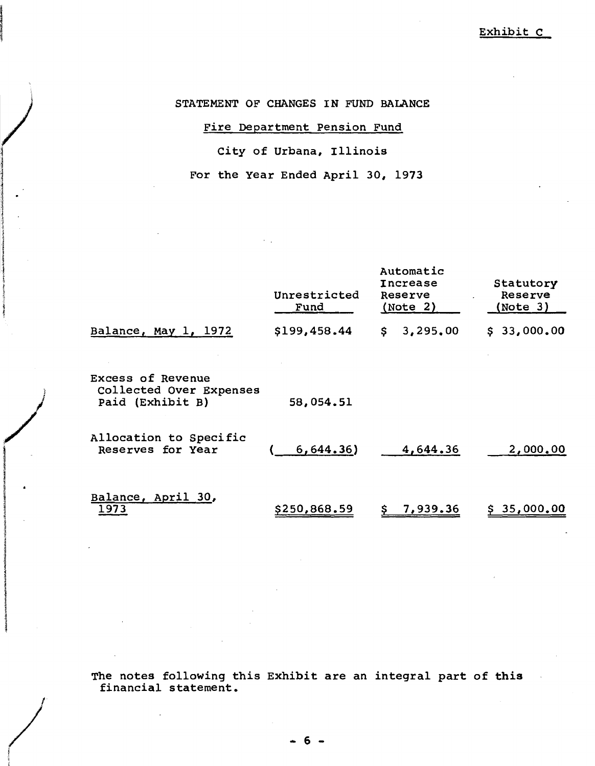Exhibit C

# STATEMENT OF CHANGES IN FUND BALANCE

## Fire Department Pension Fund

## City of Urbana, Illinois

## For the Year Ended April 30, 1973

| | Unrestricted Fund | Automatic Increase Reserve (Note 2) | Statutory Reserve (Note 3) |
|---|---|---|---|
| Balance, May 1, 1972 | $199,458.44 | $ 3,295.00 | $ 33,000.00 |
| Excess of Revenue Collected Over Expenses Paid (Exhibit B) | 58,054.51 | | |
| Allocation to Specific Reserves for Year | ( 6,644.36) | 4,644.36 | 2,000.00 |
| Balance, April 30, 1973 | $250,868.59 | $ 7,939.36 | $ 35,000.00 |

The notes following this Exhibit are an integral part of this financial statement.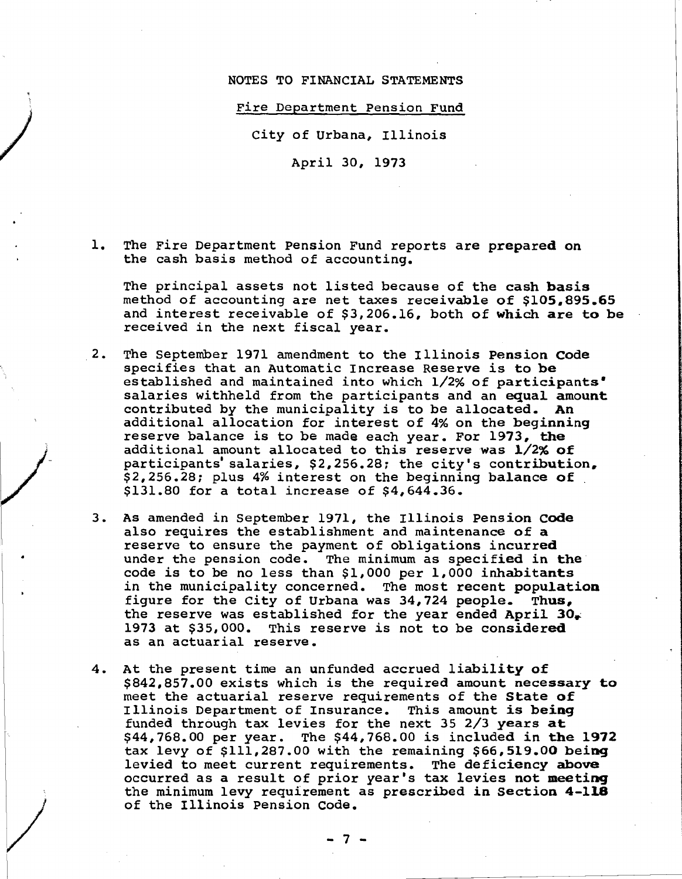NOTES TO FINANCIAL STATEMENTS

Fire Department Pension Fund

City of Urbana, Illinois

April 30, 1973

1. The Fire Department Pension Fund reports are prepared on the cash basis method of accounting.

   The principal assets not listed because of the cash basis method of accounting are net taxes receivable of $105,895.65 and interest receivable of $3,206.16, both of which are to be received in the next fiscal year.

2. The September 1971 amendment to the Illinois Pension Code specifies that an Automatic Increase Reserve is to be established and maintained into which 1/2% of participants' salaries withheld from the participants and an equal amount contributed by the municipality is to be allocated. An additional allocation for interest of 4% on the beginning reserve balance is to be made each year. For 1973, the additional amount allocated to this reserve was 1/2% of participants' salaries, $2,256.28; the city's contribution, $2,256.28; plus 4% interest on the beginning balance of $131.80 for a total increase of $4,644.36.

3. As amended in September 1971, the Illinois Pension Code also requires the establishment and maintenance of a reserve to ensure the payment of obligations incurred under the pension code. The minimum as specified in the code is to be no less than $1,000 per 1,000 inhabitants in the municipality concerned. The most recent population figure for the City of Urbana was 34,724 people. Thus, the reserve was established for the year ended April 30, 1973 at $35,000. This reserve is not to be considered as an actuarial reserve.

4. At the present time an unfunded accrued liability of $842,857.00 exists which is the required amount necessary to meet the actuarial reserve requirements of the State of Illinois Department of Insurance. This amount is being funded through tax levies for the next 35 2/3 years at $44,768.00 per year. The $44,768.00 is included in the 1972 tax levy of $111,287.00 with the remaining $66,519.00 being levied to meet current requirements. The deficiency above occurred as a result of prior year's tax levies not meeting the minimum levy requirement as prescribed in Section 4-118 of the Illinois Pension Code.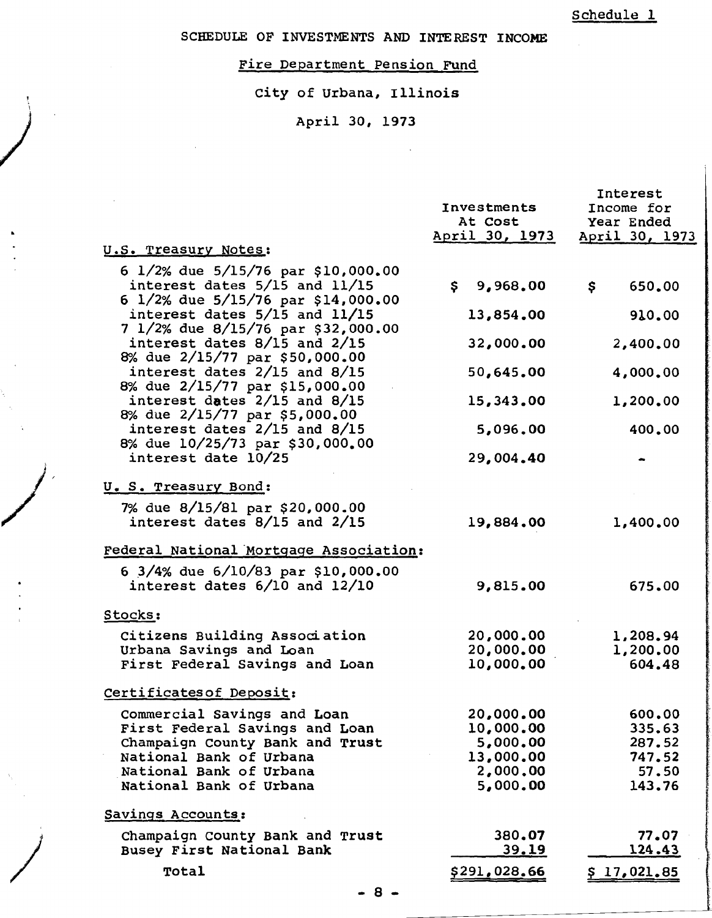Schedule 1

# SCHEDULE OF INVESTMENTS AND INTEREST INCOME

## Fire Department Pension Fund

## City of Urbana, Illinois

## April 30, 1973

| | Investments At Cost April 30, 1973 | Interest Income for Year Ended April 30, 1973 |
|---|---|---|
| **U.S. Treasury Notes:** | | |
| 6 1/2% due 5/15/76 par $10,000.00 interest dates 5/15 and 11/15 | $ 9,968.00 | $ 650.00 |
| 6 1/2% due 5/15/76 par $14,000.00 interest dates 5/15 and 11/15 | 13,854.00 | 910.00 |
| 7 1/2% due 8/15/76 par $32,000.00 interest dates 8/15 and 2/15 | 32,000.00 | 2,400.00 |
| 8% due 2/15/77 par $50,000.00 interest dates 2/15 and 8/15 | 50,645.00 | 4,000.00 |
| 8% due 2/15/77 par $15,000.00 interest dates 2/15 and 8/15 | 15,343.00 | 1,200.00 |
| 8% due 2/15/77 par $5,000.00 interest dates 2/15 and 8/15 | 5,096.00 | 400.00 |
| 8% due 10/25/73 par $30,000.00 interest date 10/25 | 29,004.40 | - |
| **U. S. Treasury Bond:** | | |
| 7% due 8/15/81 par $20,000.00 interest dates 8/15 and 2/15 | 19,884.00 | 1,400.00 |
| **Federal National Mortgage Association:** | | |
| 6 3/4% due 6/10/83 par $10,000.00 interest dates 6/10 and 12/10 | 9,815.00 | 675.00 |
| **Stocks:** | | |
| Citizens Building Association | 20,000.00 | 1,208.94 |
| Urbana Savings and Loan | 20,000.00 | 1,200.00 |
| First Federal Savings and Loan | 10,000.00 | 604.48 |
| **Certificates of Deposit:** | | |
| Commercial Savings and Loan | 20,000.00 | 600.00 |
| First Federal Savings and Loan | 10,000.00 | 335.63 |
| Champaign County Bank and Trust | 5,000.00 | 287.52 |
| National Bank of Urbana | 13,000.00 | 747.52 |
| National Bank of Urbana | 2,000.00 | 57.50 |
| National Bank of Urbana | 5,000.00 | 143.76 |
| **Savings Accounts:** | | |
| Champaign County Bank and Trust | 380.07 | 77.07 |
| Busey First National Bank | 39.19 | 124.43 |
| Total | $291,028.66 | $ 17,021.85 |